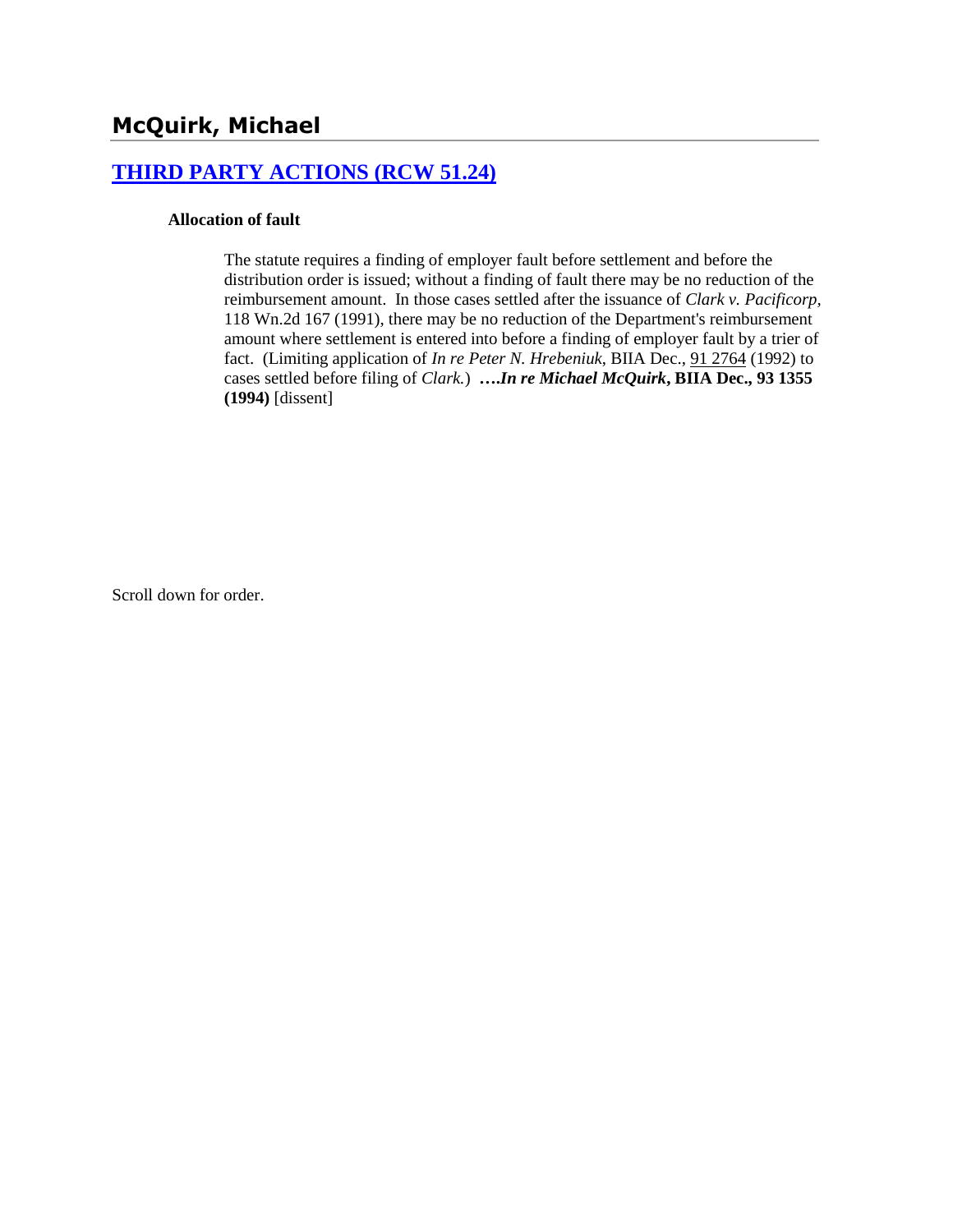## McQuirk, Michael

### [THIRD PARTY ACTIONS (RCW 51.24)]

**Allocation of fault**

> The statute requires a finding of employer fault before settlement and before the distribution order is issued; without a finding of fault there may be no reduction of the reimbursement amount. In those cases settled after the issuance of *Clark v. Pacificorp*, 118 Wn.2d 167 (1991), there may be no reduction of the Department's reimbursement amount where settlement is entered into before a finding of employer fault by a trier of fact. (Limiting application of *In re Peter N. Hrebeniuk*, BIIA Dec., 91 2764 (1992) to cases settled before filing of *Clark*.) **….*In re Michael McQuirk*, BIIA Dec., 93 1355 (1994)** [dissent]

Scroll down for order.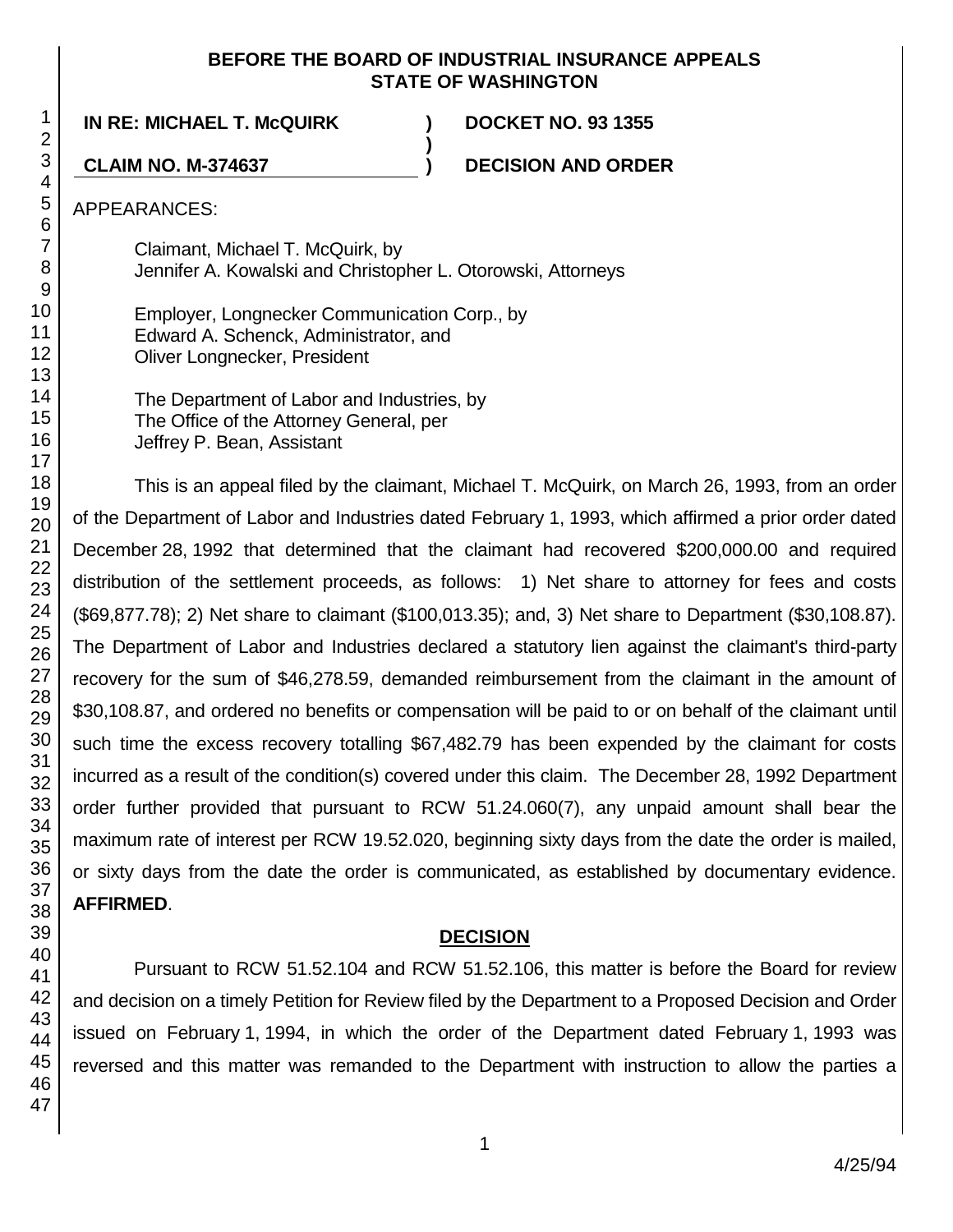**BEFORE THE BOARD OF INDUSTRIAL INSURANCE APPEALS**
**STATE OF WASHINGTON**

| | | |
|---|---|---|
| **IN RE: MICHAEL T. McQUIRK** | **)** | **DOCKET NO. 93 1355** |
| | **)** | |
| **CLAIM NO. M-374637** | **)** | **DECISION AND ORDER** |

APPEARANCES:

Claimant, Michael T. McQuirk, by
Jennifer A. Kowalski and Christopher L. Otorowski, Attorneys

Employer, Longnecker Communication Corp., by
Edward A. Schenck, Administrator, and
Oliver Longnecker, President

The Department of Labor and Industries, by
The Office of the Attorney General, per
Jeffrey P. Bean, Assistant

This is an appeal filed by the claimant, Michael T. McQuirk, on March 26, 1993, from an order of the Department of Labor and Industries dated February 1, 1993, which affirmed a prior order dated December 28, 1992 that determined that the claimant had recovered $200,000.00 and required distribution of the settlement proceeds, as follows: 1) Net share to attorney for fees and costs ($69,877.78); 2) Net share to claimant ($100,013.35); and, 3) Net share to Department ($30,108.87). The Department of Labor and Industries declared a statutory lien against the claimant's third-party recovery for the sum of $46,278.59, demanded reimbursement from the claimant in the amount of $30,108.87, and ordered no benefits or compensation will be paid to or on behalf of the claimant until such time the excess recovery totalling $67,482.79 has been expended by the claimant for costs incurred as a result of the condition(s) covered under this claim. The December 28, 1992 Department order further provided that pursuant to RCW 51.24.060(7), any unpaid amount shall bear the maximum rate of interest per RCW 19.52.020, beginning sixty days from the date the order is mailed, or sixty days from the date the order is communicated, as established by documentary evidence. **AFFIRMED**.

## DECISION

Pursuant to RCW 51.52.104 and RCW 51.52.106, this matter is before the Board for review and decision on a timely Petition for Review filed by the Department to a Proposed Decision and Order issued on February 1, 1994, in which the order of the Department dated February 1, 1993 was reversed and this matter was remanded to the Department with instruction to allow the parties a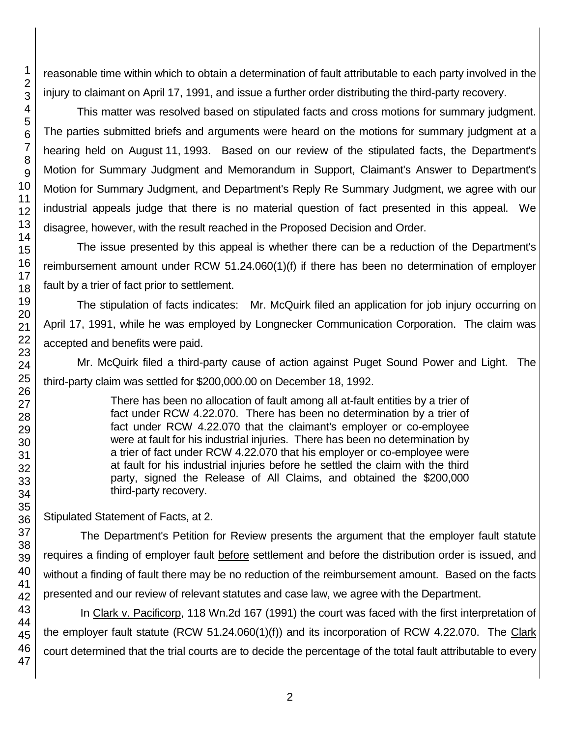reasonable time within which to obtain a determination of fault attributable to each party involved in the injury to claimant on April 17, 1991, and issue a further order distributing the third-party recovery.

This matter was resolved based on stipulated facts and cross motions for summary judgment. The parties submitted briefs and arguments were heard on the motions for summary judgment at a hearing held on August 11, 1993. Based on our review of the stipulated facts, the Department's Motion for Summary Judgment and Memorandum in Support, Claimant's Answer to Department's Motion for Summary Judgment, and Department's Reply Re Summary Judgment, we agree with our industrial appeals judge that there is no material question of fact presented in this appeal. We disagree, however, with the result reached in the Proposed Decision and Order.

The issue presented by this appeal is whether there can be a reduction of the Department's reimbursement amount under RCW 51.24.060(1)(f) if there has been no determination of employer fault by a trier of fact prior to settlement.

The stipulation of facts indicates: Mr. McQuirk filed an application for job injury occurring on April 17, 1991, while he was employed by Longnecker Communication Corporation. The claim was accepted and benefits were paid.

Mr. McQuirk filed a third-party cause of action against Puget Sound Power and Light. The third-party claim was settled for $200,000.00 on December 18, 1992.

> There has been no allocation of fault among all at-fault entities by a trier of fact under RCW 4.22.070. There has been no determination by a trier of fact under RCW 4.22.070 that the claimant's employer or co-employee were at fault for his industrial injuries. There has been no determination by a trier of fact under RCW 4.22.070 that his employer or co-employee were at fault for his industrial injuries before he settled the claim with the third party, signed the Release of All Claims, and obtained the $200,000 third-party recovery.

Stipulated Statement of Facts, at 2.

The Department's Petition for Review presents the argument that the employer fault statute requires a finding of employer fault before settlement and before the distribution order is issued, and without a finding of fault there may be no reduction of the reimbursement amount. Based on the facts presented and our review of relevant statutes and case law, we agree with the Department.

In Clark v. Pacificorp, 118 Wn.2d 167 (1991) the court was faced with the first interpretation of the employer fault statute (RCW 51.24.060(1)(f)) and its incorporation of RCW 4.22.070. The Clark court determined that the trial courts are to decide the percentage of the total fault attributable to every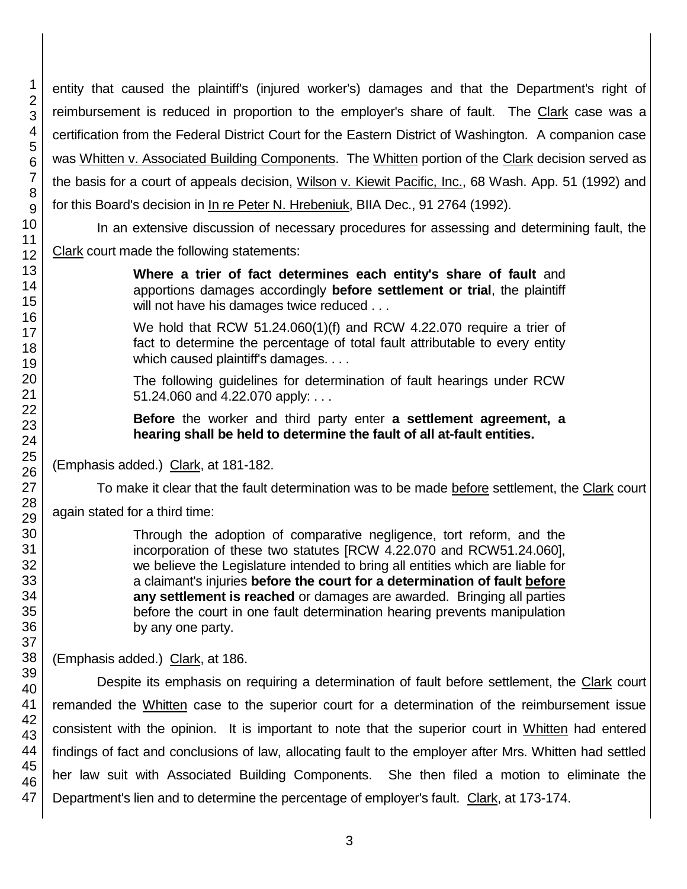entity that caused the plaintiff's (injured worker's) damages and that the Department's right of reimbursement is reduced in proportion to the employer's share of fault. The Clark case was a certification from the Federal District Court for the Eastern District of Washington. A companion case was Whitten v. Associated Building Components. The Whitten portion of the Clark decision served as the basis for a court of appeals decision, Wilson v. Kiewit Pacific, Inc., 68 Wash. App. 51 (1992) and for this Board's decision in In re Peter N. Hrebeniuk, BIIA Dec., 91 2764 (1992).

In an extensive discussion of necessary procedures for assessing and determining fault, the Clark court made the following statements:

> **Where a trier of fact determines each entity's share of fault** and apportions damages accordingly **before settlement or trial**, the plaintiff will not have his damages twice reduced . . .
>
> We hold that RCW 51.24.060(1)(f) and RCW 4.22.070 require a trier of fact to determine the percentage of total fault attributable to every entity which caused plaintiff's damages. . . .
>
> The following guidelines for determination of fault hearings under RCW 51.24.060 and 4.22.070 apply: . . .
>
> **Before** the worker and third party enter **a settlement agreement, a hearing shall be held to determine the fault of all at-fault entities.**

(Emphasis added.) Clark, at 181-182.

To make it clear that the fault determination was to be made before settlement, the Clark court again stated for a third time:

> Through the adoption of comparative negligence, tort reform, and the incorporation of these two statutes [RCW 4.22.070 and RCW51.24.060], we believe the Legislature intended to bring all entities which are liable for a claimant's injuries **before the court for a determination of fault before any settlement is reached** or damages are awarded. Bringing all parties before the court in one fault determination hearing prevents manipulation by any one party.

(Emphasis added.) Clark, at 186.

Despite its emphasis on requiring a determination of fault before settlement, the Clark court remanded the Whitten case to the superior court for a determination of the reimbursement issue consistent with the opinion. It is important to note that the superior court in Whitten had entered findings of fact and conclusions of law, allocating fault to the employer after Mrs. Whitten had settled her law suit with Associated Building Components. She then filed a motion to eliminate the Department's lien and to determine the percentage of employer's fault. Clark, at 173-174.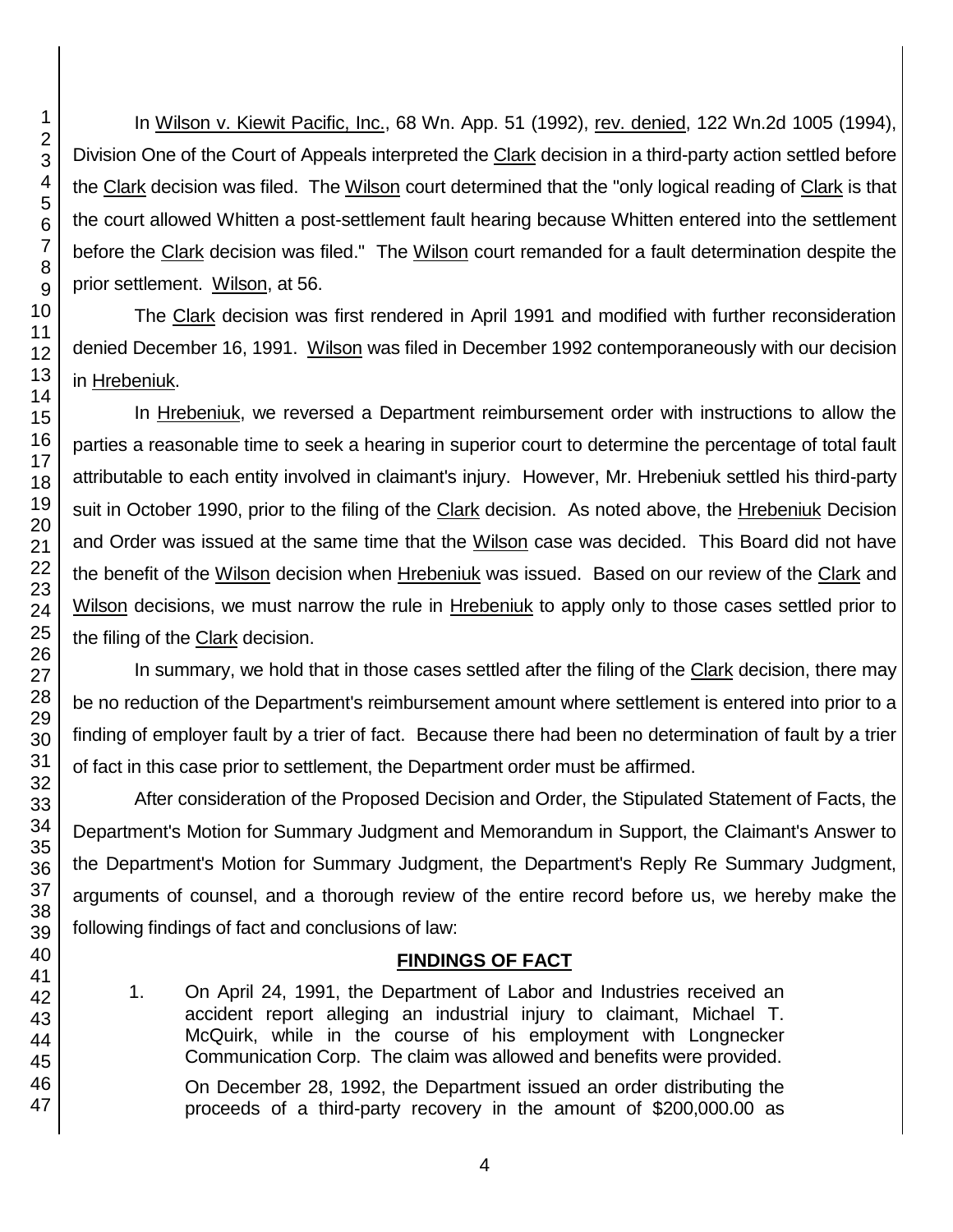In Wilson v. Kiewit Pacific, Inc., 68 Wn. App. 51 (1992), rev. denied, 122 Wn.2d 1005 (1994), Division One of the Court of Appeals interpreted the Clark decision in a third-party action settled before the Clark decision was filed. The Wilson court determined that the "only logical reading of Clark is that the court allowed Whitten a post-settlement fault hearing because Whitten entered into the settlement before the Clark decision was filed." The Wilson court remanded for a fault determination despite the prior settlement. Wilson, at 56.

The Clark decision was first rendered in April 1991 and modified with further reconsideration denied December 16, 1991. Wilson was filed in December 1992 contemporaneously with our decision in Hrebeniuk.

In Hrebeniuk, we reversed a Department reimbursement order with instructions to allow the parties a reasonable time to seek a hearing in superior court to determine the percentage of total fault attributable to each entity involved in claimant's injury. However, Mr. Hrebeniuk settled his third-party suit in October 1990, prior to the filing of the Clark decision. As noted above, the Hrebeniuk Decision and Order was issued at the same time that the Wilson case was decided. This Board did not have the benefit of the Wilson decision when Hrebeniuk was issued. Based on our review of the Clark and Wilson decisions, we must narrow the rule in Hrebeniuk to apply only to those cases settled prior to the filing of the Clark decision.

In summary, we hold that in those cases settled after the filing of the Clark decision, there may be no reduction of the Department's reimbursement amount where settlement is entered into prior to a finding of employer fault by a trier of fact. Because there had been no determination of fault by a trier of fact in this case prior to settlement, the Department order must be affirmed.

After consideration of the Proposed Decision and Order, the Stipulated Statement of Facts, the Department's Motion for Summary Judgment and Memorandum in Support, the Claimant's Answer to the Department's Motion for Summary Judgment, the Department's Reply Re Summary Judgment, arguments of counsel, and a thorough review of the entire record before us, we hereby make the following findings of fact and conclusions of law:

## FINDINGS OF FACT

1. On April 24, 1991, the Department of Labor and Industries received an accident report alleging an industrial injury to claimant, Michael T. McQuirk, while in the course of his employment with Longnecker Communication Corp. The claim was allowed and benefits were provided.

   On December 28, 1992, the Department issued an order distributing the proceeds of a third-party recovery in the amount of $200,000.00 as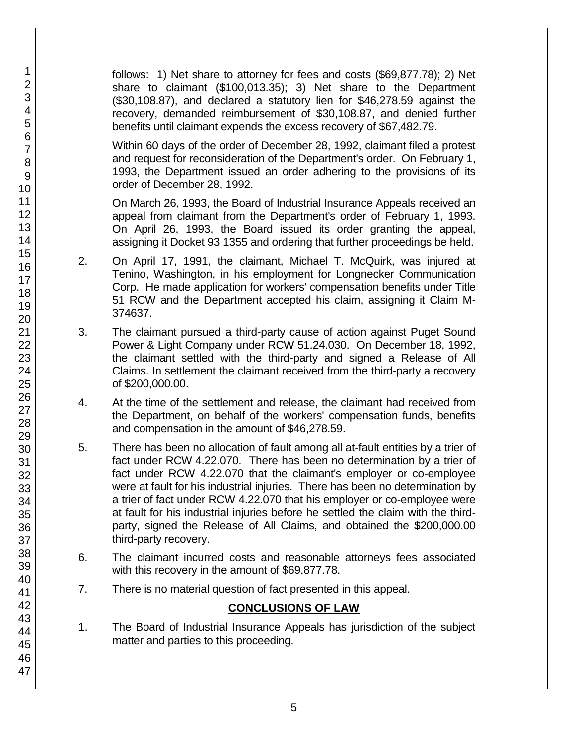follows: 1) Net share to attorney for fees and costs ($69,877.78); 2) Net share to claimant ($100,013.35); 3) Net share to the Department ($30,108.87), and declared a statutory lien for $46,278.59 against the recovery, demanded reimbursement of $30,108.87, and denied further benefits until claimant expends the excess recovery of $67,482.79.

Within 60 days of the order of December 28, 1992, claimant filed a protest and request for reconsideration of the Department's order. On February 1, 1993, the Department issued an order adhering to the provisions of its order of December 28, 1992.

On March 26, 1993, the Board of Industrial Insurance Appeals received an appeal from claimant from the Department's order of February 1, 1993. On April 26, 1993, the Board issued its order granting the appeal, assigning it Docket 93 1355 and ordering that further proceedings be held.

2. On April 17, 1991, the claimant, Michael T. McQuirk, was injured at Tenino, Washington, in his employment for Longnecker Communication Corp. He made application for workers' compensation benefits under Title 51 RCW and the Department accepted his claim, assigning it Claim M-374637.

3. The claimant pursued a third-party cause of action against Puget Sound Power & Light Company under RCW 51.24.030. On December 18, 1992, the claimant settled with the third-party and signed a Release of All Claims. In settlement the claimant received from the third-party a recovery of $200,000.00.

4. At the time of the settlement and release, the claimant had received from the Department, on behalf of the workers' compensation funds, benefits and compensation in the amount of $46,278.59.

5. There has been no allocation of fault among all at-fault entities by a trier of fact under RCW 4.22.070. There has been no determination by a trier of fact under RCW 4.22.070 that the claimant's employer or co-employee were at fault for his industrial injuries. There has been no determination by a trier of fact under RCW 4.22.070 that his employer or co-employee were at fault for his industrial injuries before he settled the claim with the third-party, signed the Release of All Claims, and obtained the $200,000.00 third-party recovery.

6. The claimant incurred costs and reasonable attorneys fees associated with this recovery in the amount of $69,877.78.

7. There is no material question of fact presented in this appeal.

## CONCLUSIONS OF LAW

1. The Board of Industrial Insurance Appeals has jurisdiction of the subject matter and parties to this proceeding.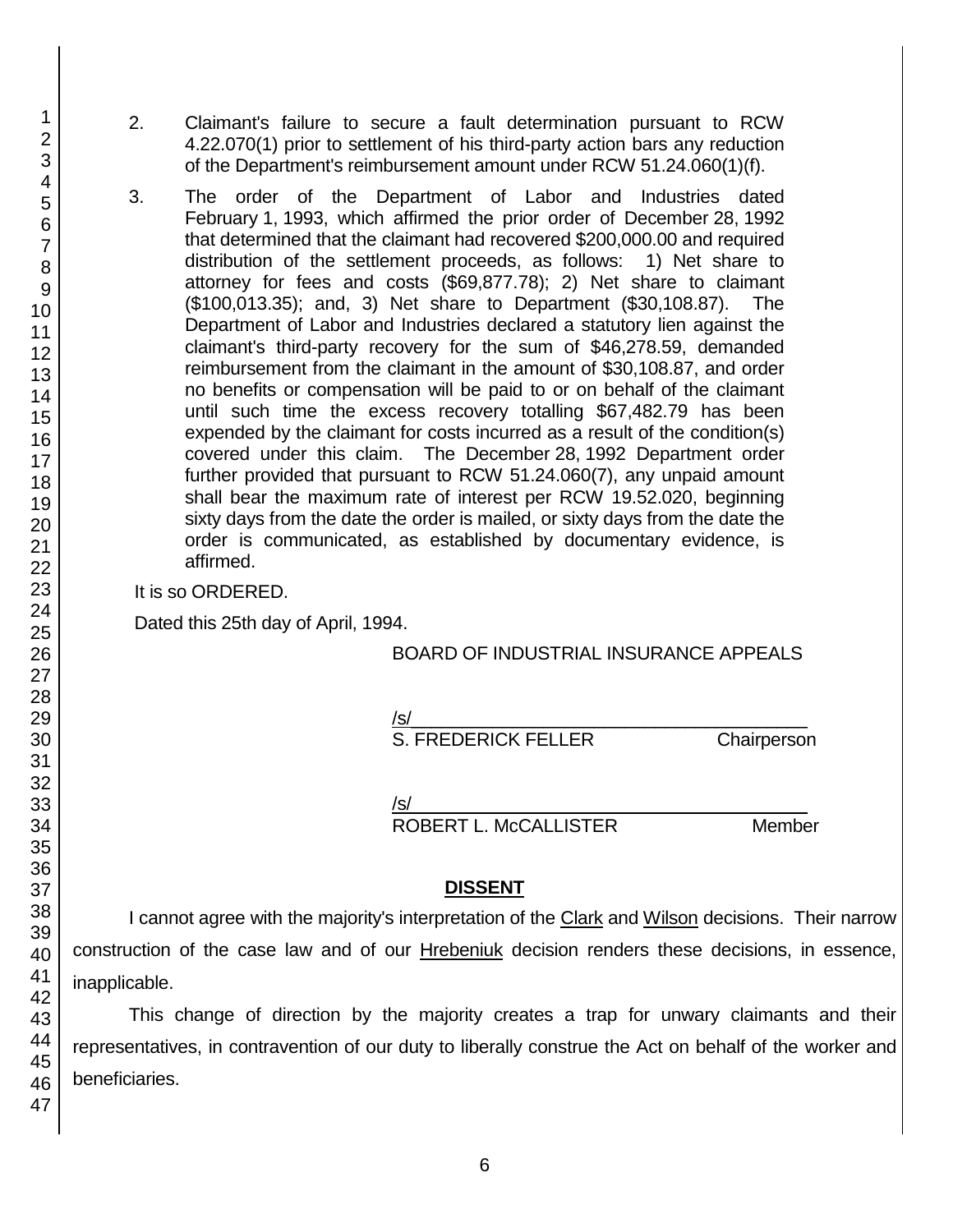2. Claimant's failure to secure a fault determination pursuant to RCW 4.22.070(1) prior to settlement of his third-party action bars any reduction of the Department's reimbursement amount under RCW 51.24.060(1)(f).

3. The order of the Department of Labor and Industries dated February 1, 1993, which affirmed the prior order of December 28, 1992 that determined that the claimant had recovered $200,000.00 and required distribution of the settlement proceeds, as follows: 1) Net share to attorney for fees and costs ($69,877.78); 2) Net share to claimant ($100,013.35); and, 3) Net share to Department ($30,108.87). The Department of Labor and Industries declared a statutory lien against the claimant's third-party recovery for the sum of $46,278.59, demanded reimbursement from the claimant in the amount of $30,108.87, and order no benefits or compensation will be paid to or on behalf of the claimant until such time the excess recovery totalling $67,482.79 has been expended by the claimant for costs incurred as a result of the condition(s) covered under this claim. The December 28, 1992 Department order further provided that pursuant to RCW 51.24.060(7), any unpaid amount shall bear the maximum rate of interest per RCW 19.52.020, beginning sixty days from the date the order is mailed, or sixty days from the date the order is communicated, as established by documentary evidence, is affirmed.

It is so ORDERED.

Dated this 25th day of April, 1994.

BOARD OF INDUSTRIAL INSURANCE APPEALS

/s/
S. FREDERICK FELLER Chairperson

/s/
ROBERT L. McCALLISTER Member

**DISSENT**

I cannot agree with the majority's interpretation of the Clark and Wilson decisions. Their narrow construction of the case law and of our Hrebeniuk decision renders these decisions, in essence, inapplicable.

This change of direction by the majority creates a trap for unwary claimants and their representatives, in contravention of our duty to liberally construe the Act on behalf of the worker and beneficiaries.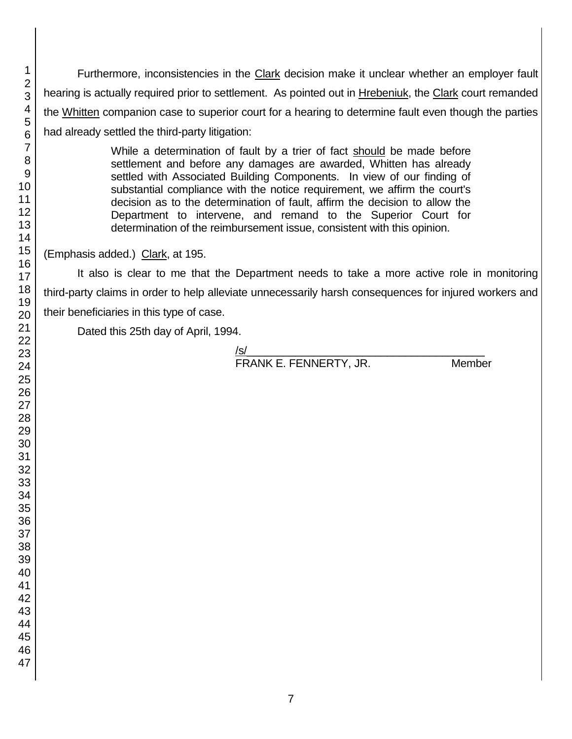Furthermore, inconsistencies in the Clark decision make it unclear whether an employer fault hearing is actually required prior to settlement. As pointed out in Hrebeniuk, the Clark court remanded the Whitten companion case to superior court for a hearing to determine fault even though the parties had already settled the third-party litigation:

> While a determination of fault by a trier of fact should be made before settlement and before any damages are awarded, Whitten has already settled with Associated Building Components. In view of our finding of substantial compliance with the notice requirement, we affirm the court's decision as to the determination of fault, affirm the decision to allow the Department to intervene, and remand to the Superior Court for determination of the reimbursement issue, consistent with this opinion.

(Emphasis added.) Clark, at 195.

It also is clear to me that the Department needs to take a more active role in monitoring third-party claims in order to help alleviate unnecessarily harsh consequences for injured workers and their beneficiaries in this type of case.

Dated this 25th day of April, 1994.

/s/________________________________________
FRANK E. FENNERTY, JR. Member